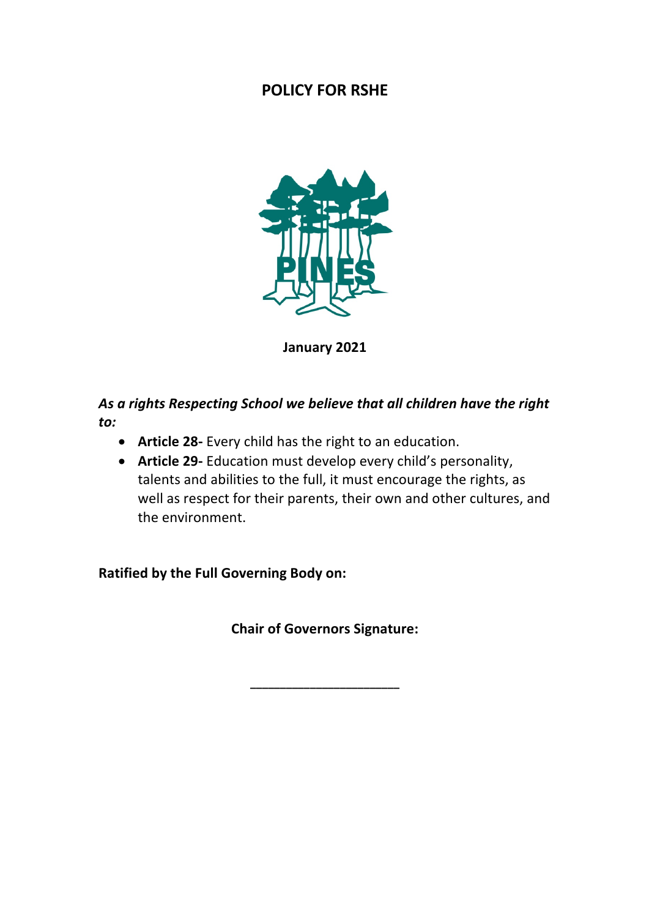# POLICY FOR RSHE

**January 2021**

***As a rights Respecting School we believe that all children have the right to:***

- **Article 28-** Every child has the right to an education.
- **Article 29-** Education must develop every child's personality, talents and abilities to the full, it must encourage the rights, as well as respect for their parents, their own and other cultures, and the environment.

**Ratified by the Full Governing Body on:**

**Chair of Governors Signature:**

\_\_\_\_\_\_\_\_\_\_\_\_\_\_\_\_\_\_\_\_\_\_\_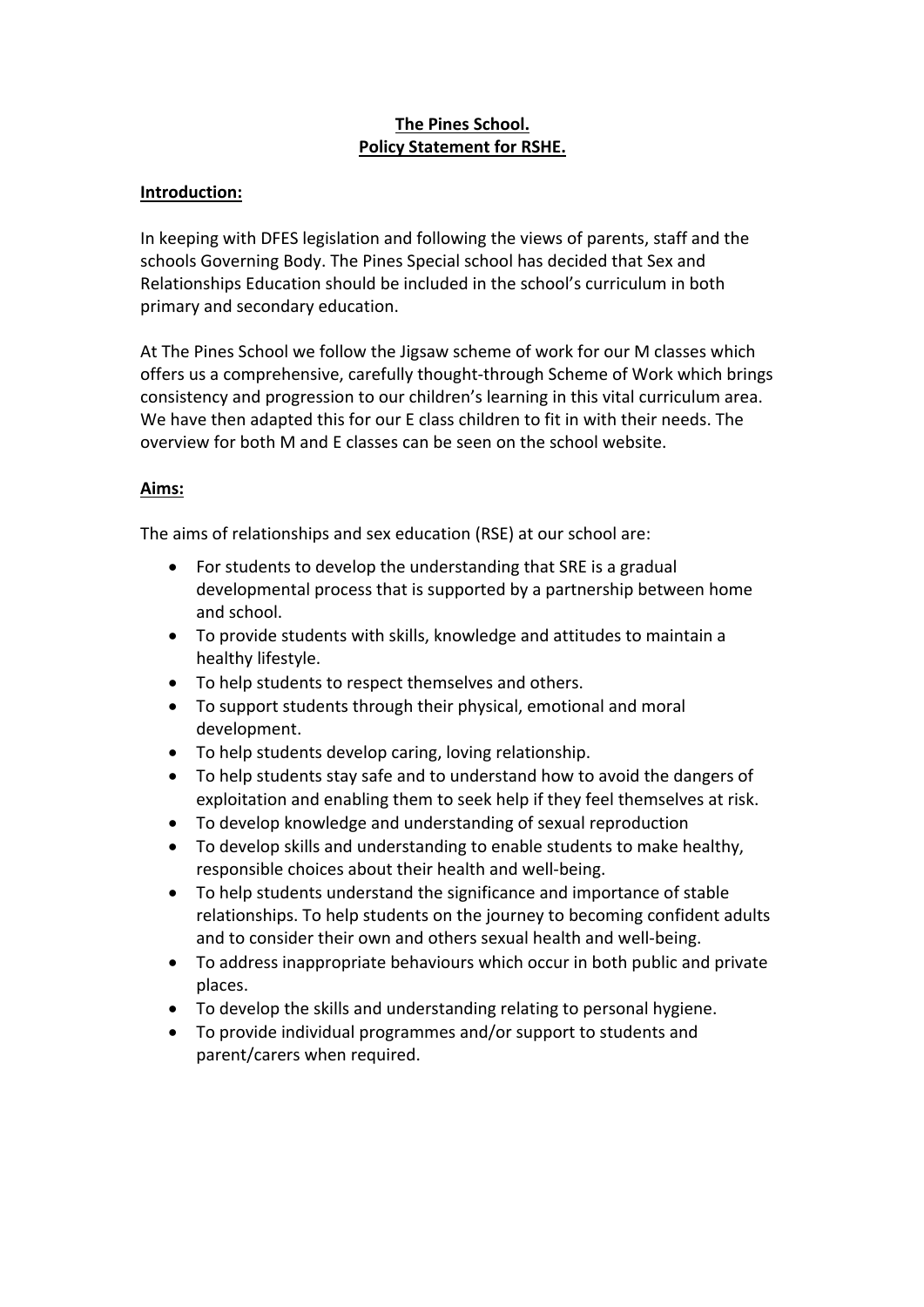**The Pines School.**
**Policy Statement for RSHE.**

**Introduction:**

In keeping with DFES legislation and following the views of parents, staff and the schools Governing Body. The Pines Special school has decided that Sex and Relationships Education should be included in the school's curriculum in both primary and secondary education.

At The Pines School we follow the Jigsaw scheme of work for our M classes which offers us a comprehensive, carefully thought-through Scheme of Work which brings consistency and progression to our children's learning in this vital curriculum area. We have then adapted this for our E class children to fit in with their needs. The overview for both M and E classes can be seen on the school website.

**Aims:**

The aims of relationships and sex education (RSE) at our school are:

- For students to develop the understanding that SRE is a gradual developmental process that is supported by a partnership between home and school.
- To provide students with skills, knowledge and attitudes to maintain a healthy lifestyle.
- To help students to respect themselves and others.
- To support students through their physical, emotional and moral development.
- To help students develop caring, loving relationship.
- To help students stay safe and to understand how to avoid the dangers of exploitation and enabling them to seek help if they feel themselves at risk.
- To develop knowledge and understanding of sexual reproduction
- To develop skills and understanding to enable students to make healthy, responsible choices about their health and well-being.
- To help students understand the significance and importance of stable relationships. To help students on the journey to becoming confident adults and to consider their own and others sexual health and well-being.
- To address inappropriate behaviours which occur in both public and private places.
- To develop the skills and understanding relating to personal hygiene.
- To provide individual programmes and/or support to students and parent/carers when required.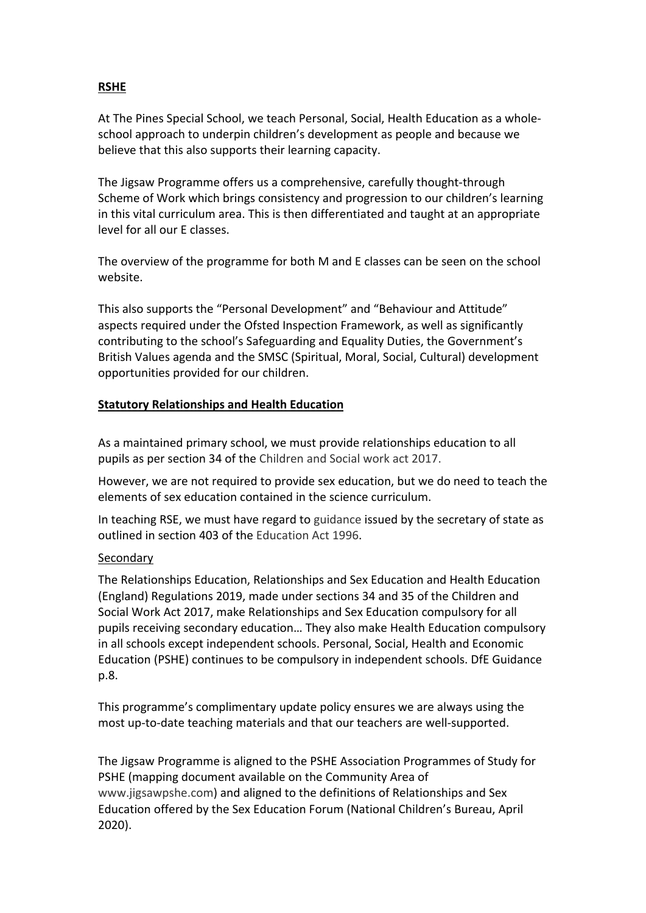## **RSHE**

At The Pines Special School, we teach Personal, Social, Health Education as a whole-school approach to underpin children's development as people and because we believe that this also supports their learning capacity.

The Jigsaw Programme offers us a comprehensive, carefully thought-through Scheme of Work which brings consistency and progression to our children's learning in this vital curriculum area. This is then differentiated and taught at an appropriate level for all our E classes.

The overview of the programme for both M and E classes can be seen on the school website.

This also supports the "Personal Development" and "Behaviour and Attitude" aspects required under the Ofsted Inspection Framework, as well as significantly contributing to the school's Safeguarding and Equality Duties, the Government's British Values agenda and the SMSC (Spiritual, Moral, Social, Cultural) development opportunities provided for our children.

## **Statutory Relationships and Health Education**

As a maintained primary school, we must provide relationships education to all pupils as per section 34 of the Children and Social work act 2017.

However, we are not required to provide sex education, but we do need to teach the elements of sex education contained in the science curriculum.

In teaching RSE, we must have regard to guidance issued by the secretary of state as outlined in section 403 of the Education Act 1996.

### Secondary

The Relationships Education, Relationships and Sex Education and Health Education (England) Regulations 2019, made under sections 34 and 35 of the Children and Social Work Act 2017, make Relationships and Sex Education compulsory for all pupils receiving secondary education… They also make Health Education compulsory in all schools except independent schools. Personal, Social, Health and Economic Education (PSHE) continues to be compulsory in independent schools. DfE Guidance p.8.

This programme's complimentary update policy ensures we are always using the most up-to-date teaching materials and that our teachers are well-supported.

The Jigsaw Programme is aligned to the PSHE Association Programmes of Study for PSHE (mapping document available on the Community Area of www.jigsawpshe.com) and aligned to the definitions of Relationships and Sex Education offered by the Sex Education Forum (National Children's Bureau, April 2020).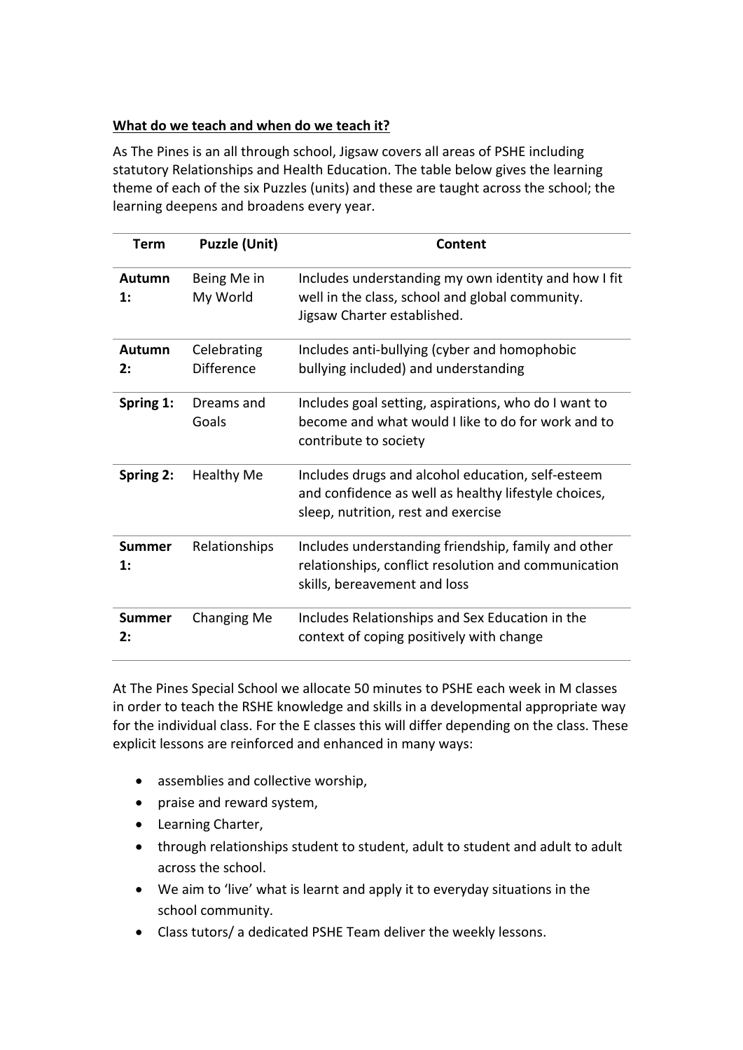**What do we teach and when do we teach it?**

As The Pines is an all through school, Jigsaw covers all areas of PSHE including statutory Relationships and Health Education. The table below gives the learning theme of each of the six Puzzles (units) and these are taught across the school; the learning deepens and broadens every year.

| Term | Puzzle (Unit) | Content |
|---|---|---|
| **Autumn 1:** | Being Me in My World | Includes understanding my own identity and how I fit well in the class, school and global community. Jigsaw Charter established. |
| **Autumn 2:** | Celebrating Difference | Includes anti-bullying (cyber and homophobic bullying included) and understanding |
| **Spring 1:** | Dreams and Goals | Includes goal setting, aspirations, who do I want to become and what would I like to do for work and to contribute to society |
| **Spring 2:** | Healthy Me | Includes drugs and alcohol education, self-esteem and confidence as well as healthy lifestyle choices, sleep, nutrition, rest and exercise |
| **Summer 1:** | Relationships | Includes understanding friendship, family and other relationships, conflict resolution and communication skills, bereavement and loss |
| **Summer 2:** | Changing Me | Includes Relationships and Sex Education in the context of coping positively with change |

At The Pines Special School we allocate 50 minutes to PSHE each week in M classes in order to teach the RSHE knowledge and skills in a developmental appropriate way for the individual class. For the E classes this will differ depending on the class. These explicit lessons are reinforced and enhanced in many ways:

- assemblies and collective worship,
- praise and reward system,
- Learning Charter,
- through relationships student to student, adult to student and adult to adult across the school.
- We aim to 'live' what is learnt and apply it to everyday situations in the school community.
- Class tutors/ a dedicated PSHE Team deliver the weekly lessons.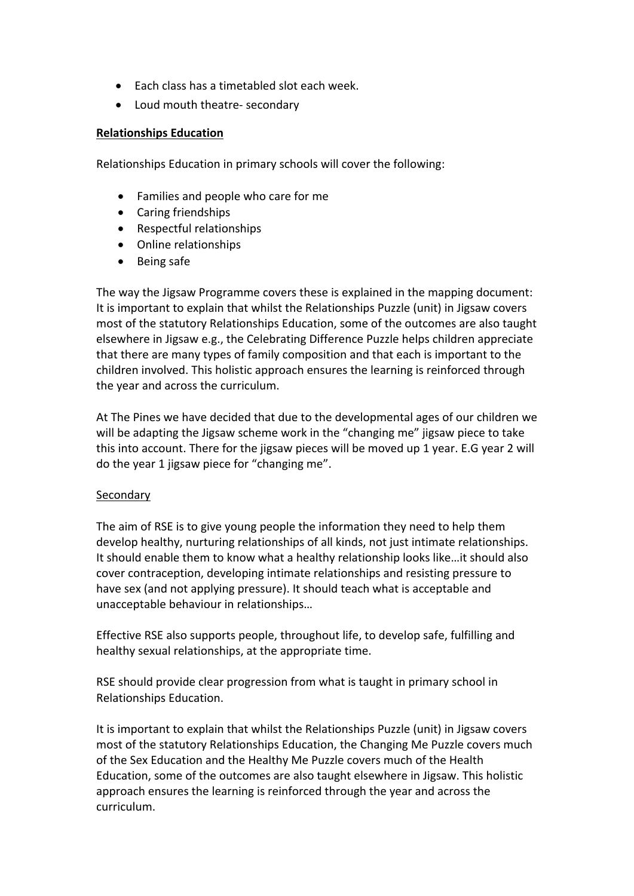- Each class has a timetabled slot each week.
- Loud mouth theatre- secondary

**Relationships Education**

Relationships Education in primary schools will cover the following:

- Families and people who care for me
- Caring friendships
- Respectful relationships
- Online relationships
- Being safe

The way the Jigsaw Programme covers these is explained in the mapping document: It is important to explain that whilst the Relationships Puzzle (unit) in Jigsaw covers most of the statutory Relationships Education, some of the outcomes are also taught elsewhere in Jigsaw e.g., the Celebrating Difference Puzzle helps children appreciate that there are many types of family composition and that each is important to the children involved. This holistic approach ensures the learning is reinforced through the year and across the curriculum.

At The Pines we have decided that due to the developmental ages of our children we will be adapting the Jigsaw scheme work in the "changing me" jigsaw piece to take this into account. There for the jigsaw pieces will be moved up 1 year. E.G year 2 will do the year 1 jigsaw piece for "changing me".

Secondary

The aim of RSE is to give young people the information they need to help them develop healthy, nurturing relationships of all kinds, not just intimate relationships. It should enable them to know what a healthy relationship looks like…it should also cover contraception, developing intimate relationships and resisting pressure to have sex (and not applying pressure). It should teach what is acceptable and unacceptable behaviour in relationships…

Effective RSE also supports people, throughout life, to develop safe, fulfilling and healthy sexual relationships, at the appropriate time.

RSE should provide clear progression from what is taught in primary school in Relationships Education.

It is important to explain that whilst the Relationships Puzzle (unit) in Jigsaw covers most of the statutory Relationships Education, the Changing Me Puzzle covers much of the Sex Education and the Healthy Me Puzzle covers much of the Health Education, some of the outcomes are also taught elsewhere in Jigsaw. This holistic approach ensures the learning is reinforced through the year and across the curriculum.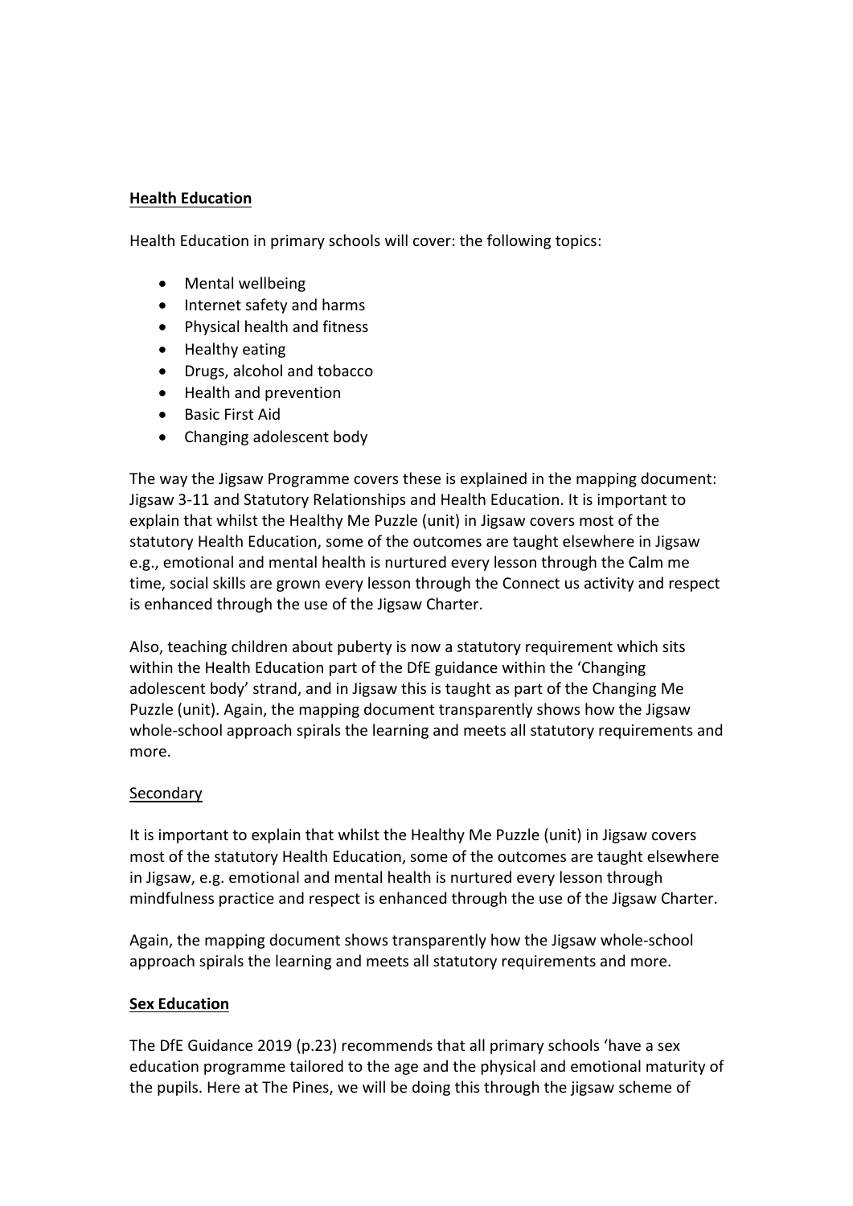**Health Education**

Health Education in primary schools will cover: the following topics:

- Mental wellbeing
- Internet safety and harms
- Physical health and fitness
- Healthy eating
- Drugs, alcohol and tobacco
- Health and prevention
- Basic First Aid
- Changing adolescent body

The way the Jigsaw Programme covers these is explained in the mapping document: Jigsaw 3-11 and Statutory Relationships and Health Education. It is important to explain that whilst the Healthy Me Puzzle (unit) in Jigsaw covers most of the statutory Health Education, some of the outcomes are taught elsewhere in Jigsaw e.g., emotional and mental health is nurtured every lesson through the Calm me time, social skills are grown every lesson through the Connect us activity and respect is enhanced through the use of the Jigsaw Charter.

Also, teaching children about puberty is now a statutory requirement which sits within the Health Education part of the DfE guidance within the 'Changing adolescent body' strand, and in Jigsaw this is taught as part of the Changing Me Puzzle (unit). Again, the mapping document transparently shows how the Jigsaw whole-school approach spirals the learning and meets all statutory requirements and more.

Secondary

It is important to explain that whilst the Healthy Me Puzzle (unit) in Jigsaw covers most of the statutory Health Education, some of the outcomes are taught elsewhere in Jigsaw, e.g. emotional and mental health is nurtured every lesson through mindfulness practice and respect is enhanced through the use of the Jigsaw Charter.

Again, the mapping document shows transparently how the Jigsaw whole-school approach spirals the learning and meets all statutory requirements and more.

**Sex Education**

The DfE Guidance 2019 (p.23) recommends that all primary schools 'have a sex education programme tailored to the age and the physical and emotional maturity of the pupils. Here at The Pines, we will be doing this through the jigsaw scheme of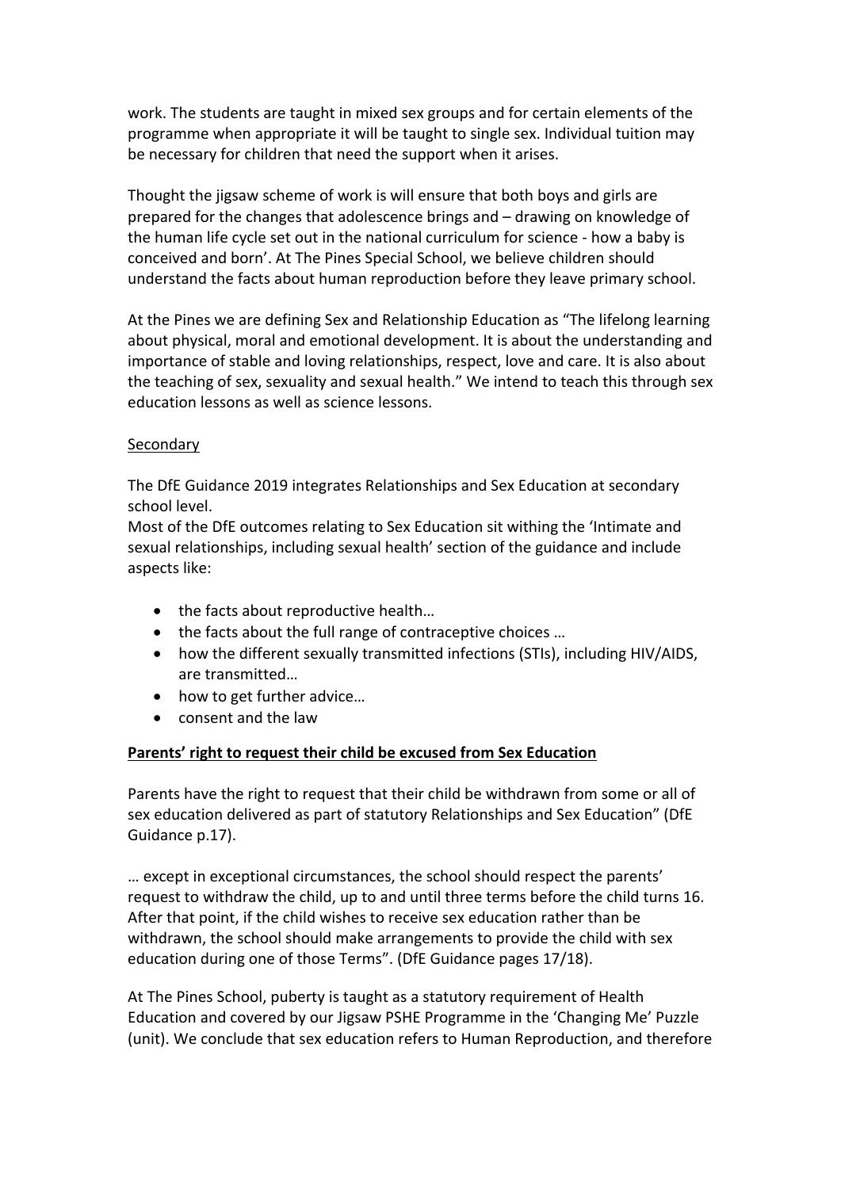work. The students are taught in mixed sex groups and for certain elements of the programme when appropriate it will be taught to single sex. Individual tuition may be necessary for children that need the support when it arises.

Thought the jigsaw scheme of work is will ensure that both boys and girls are prepared for the changes that adolescence brings and – drawing on knowledge of the human life cycle set out in the national curriculum for science - how a baby is conceived and born'. At The Pines Special School, we believe children should understand the facts about human reproduction before they leave primary school.

At the Pines we are defining Sex and Relationship Education as "The lifelong learning about physical, moral and emotional development. It is about the understanding and importance of stable and loving relationships, respect, love and care. It is also about the teaching of sex, sexuality and sexual health." We intend to teach this through sex education lessons as well as science lessons.

<u>Secondary</u>

The DfE Guidance 2019 integrates Relationships and Sex Education at secondary school level.
Most of the DfE outcomes relating to Sex Education sit withing the 'Intimate and sexual relationships, including sexual health' section of the guidance and include aspects like:

- the facts about reproductive health…
- the facts about the full range of contraceptive choices …
- how the different sexually transmitted infections (STIs), including HIV/AIDS, are transmitted…
- how to get further advice…
- consent and the law

**<u>Parents' right to request their child be excused from Sex Education</u>**

Parents have the right to request that their child be withdrawn from some or all of sex education delivered as part of statutory Relationships and Sex Education" (DfE Guidance p.17).

… except in exceptional circumstances, the school should respect the parents' request to withdraw the child, up to and until three terms before the child turns 16. After that point, if the child wishes to receive sex education rather than be withdrawn, the school should make arrangements to provide the child with sex education during one of those Terms". (DfE Guidance pages 17/18).

At The Pines School, puberty is taught as a statutory requirement of Health Education and covered by our Jigsaw PSHE Programme in the 'Changing Me' Puzzle (unit). We conclude that sex education refers to Human Reproduction, and therefore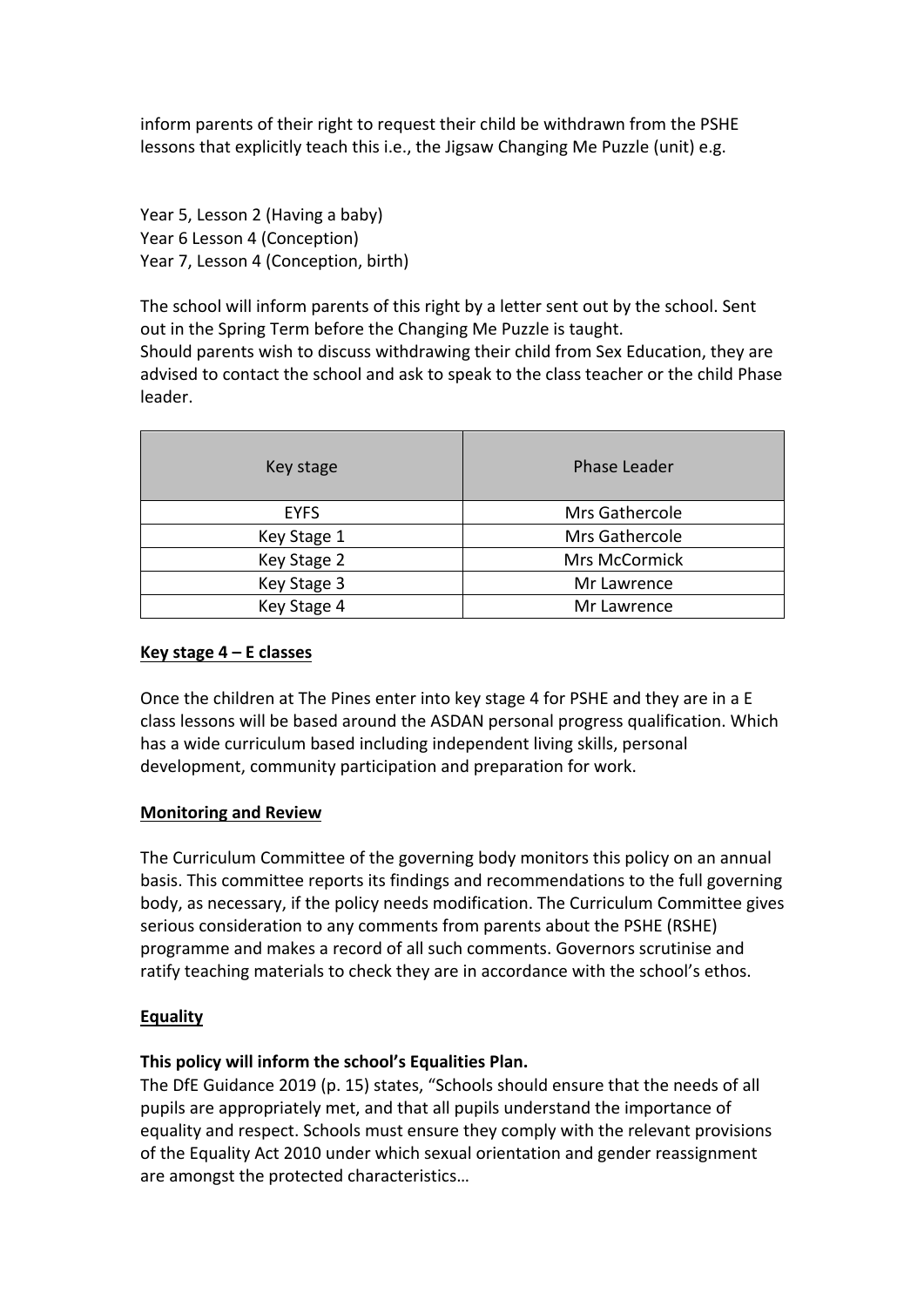inform parents of their right to request their child be withdrawn from the PSHE lessons that explicitly teach this i.e., the Jigsaw Changing Me Puzzle (unit) e.g.

Year 5, Lesson 2 (Having a baby)
Year 6 Lesson 4 (Conception)
Year 7, Lesson 4 (Conception, birth)

The school will inform parents of this right by a letter sent out by the school. Sent out in the Spring Term before the Changing Me Puzzle is taught.
Should parents wish to discuss withdrawing their child from Sex Education, they are advised to contact the school and ask to speak to the class teacher or the child Phase leader.

| Key stage | Phase Leader |
|---|---|
| EYFS | Mrs Gathercole |
| Key Stage 1 | Mrs Gathercole |
| Key Stage 2 | Mrs McCormick |
| Key Stage 3 | Mr Lawrence |
| Key Stage 4 | Mr Lawrence |

**Key stage 4 – E classes**

Once the children at The Pines enter into key stage 4 for PSHE and they are in a E class lessons will be based around the ASDAN personal progress qualification. Which has a wide curriculum based including independent living skills, personal development, community participation and preparation for work.

**Monitoring and Review**

The Curriculum Committee of the governing body monitors this policy on an annual basis. This committee reports its findings and recommendations to the full governing body, as necessary, if the policy needs modification. The Curriculum Committee gives serious consideration to any comments from parents about the PSHE (RSHE) programme and makes a record of all such comments. Governors scrutinise and ratify teaching materials to check they are in accordance with the school's ethos.

**Equality**

**This policy will inform the school's Equalities Plan.**

The DfE Guidance 2019 (p. 15) states, "Schools should ensure that the needs of all pupils are appropriately met, and that all pupils understand the importance of equality and respect. Schools must ensure they comply with the relevant provisions of the Equality Act 2010 under which sexual orientation and gender reassignment are amongst the protected characteristics…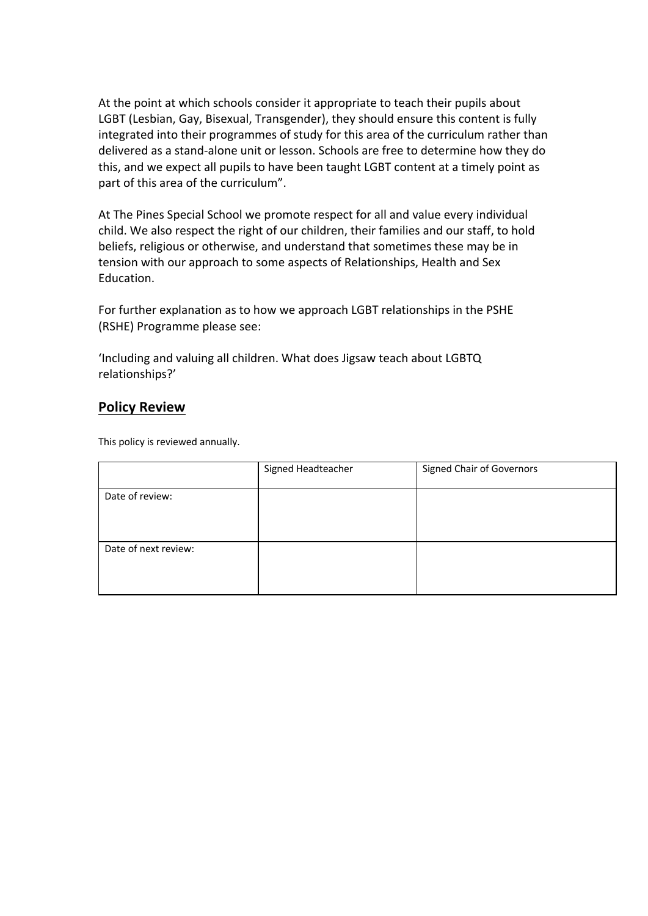At the point at which schools consider it appropriate to teach their pupils about LGBT (Lesbian, Gay, Bisexual, Transgender), they should ensure this content is fully integrated into their programmes of study for this area of the curriculum rather than delivered as a stand-alone unit or lesson. Schools are free to determine how they do this, and we expect all pupils to have been taught LGBT content at a timely point as part of this area of the curriculum".

At The Pines Special School we promote respect for all and value every individual child. We also respect the right of our children, their families and our staff, to hold beliefs, religious or otherwise, and understand that sometimes these may be in tension with our approach to some aspects of Relationships, Health and Sex Education.

For further explanation as to how we approach LGBT relationships in the PSHE (RSHE) Programme please see:

'Including and valuing all children. What does Jigsaw teach about LGBTQ relationships?'

## Policy Review

This policy is reviewed annually.

| | Signed Headteacher | Signed Chair of Governors |
|---|---|---|
| Date of review: | | |
| Date of next review: | | |